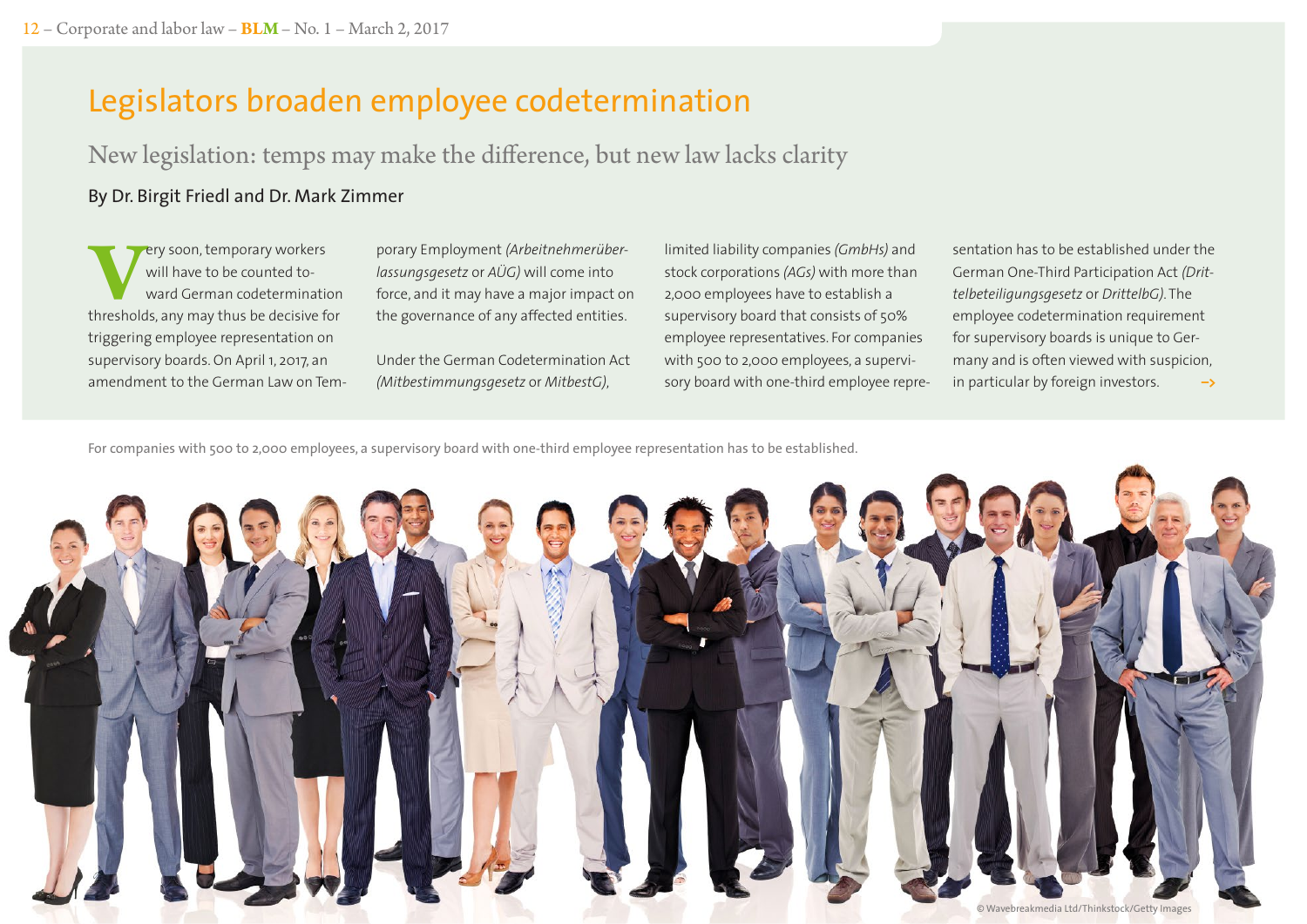# Legislators broaden employee codetermination

## New legislation: temps may make the difference, but new law lacks clarity

By Dr. Birgit Friedl and Dr. Mark Zimmer

Very soon, temporary workers will have to be counted toward German codetermination thresholds, any may thus be decisive for triggering employee representation on supervisory boards. On April 1, 2017, an amendment to the German Law on Temporary Employment *(Arbeitnehmerüberlassungsgesetz* or *AÜG)* will come into force, and it may have a major impact on the governance of any affected entities.

Under the German Codetermination Act *(Mitbestimmungsgesetz* or *MitbestG)*, limited liability companies *(GmbHs)* and stock corporations *(AGs)* with more than 2,000 employees have to establish a supervisory board that consists of 50% employee representatives. For companies with 500 to 2,000 employees, a supervisory board with one-third employee representation has to be established under the German One-Third Participation Act *(Drittelbeteiligungsgesetz* or *DrittelbG)*. The employee codetermination requirement for supervisory boards is unique to Germany and is often viewed with suspicion, in particular by foreign investors. →

For companies with 500 to 2,000 employees, a supervisory board with one-third employee representation has to be established.

© Wavebreakmedia Ltd/Thinkstock/Getty Images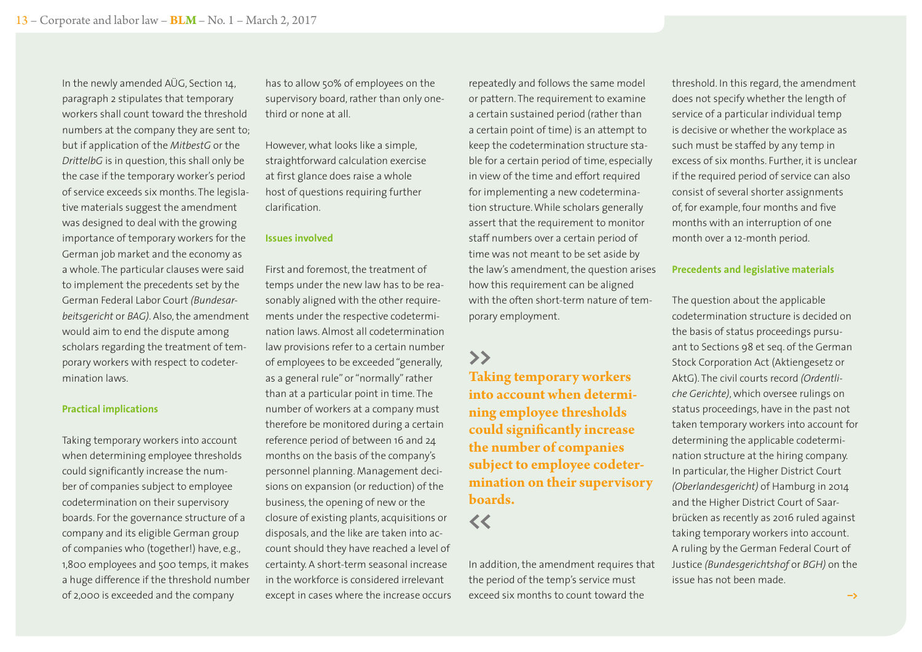In the newly amended AÜG, Section 14, paragraph 2 stipulates that temporary workers shall count toward the threshold numbers at the company they are sent to; but if application of the *MitbestG* or the *DrittelbG* is in question, this shall only be the case if the temporary worker's period of service exceeds six months. The legislative materials suggest the amendment was designed to deal with the growing importance of temporary workers for the German job market and the economy as a whole. The particular clauses were said to implement the precedents set by the German Federal Labor Court *(Bundesarbeitsgericht* or *BAG)*. Also, the amendment would aim to end the dispute among scholars regarding the treatment of temporary workers with respect to codetermination laws.

#### Practical implications

Taking temporary workers into account when determining employee thresholds could significantly increase the number of companies subject to employee codetermination on their supervisory boards. For the governance structure of a company and its eligible German group of companies who (together!) have, e.g., 1,800 employees and 500 temps, it makes a huge difference if the threshold number of 2,000 is exceeded and the company has to allow 50% of employees on the supervisory board, rather than only one-third or none at all.

However, what looks like a simple, straightforward calculation exercise at first glance does raise a whole host of questions requiring further clarification.

#### Issues involved

First and foremost, the treatment of temps under the new law has to be reasonably aligned with the other requirements under the respective codetermination law provisions. Almost all codetermination law provisions refer to a certain number of employees to be exceeded "generally, as a general rule" or "normally" rather than at a particular point in time. The number of workers at a company must therefore be monitored during a certain reference period of between 16 and 24 months on the basis of the company's personnel planning. Management decisions on expansion (or reduction) of the business, the opening of new or the closure of existing plants, acquisitions or disposals, and the like are taken into account should they have reached a level of certainty. A short-term seasonal increase in the workforce is considered irrelevant except in cases where the increase occurs repeatedly and follows the same model or pattern. The requirement to examine a certain sustained period (rather than a certain point of time) is an attempt to keep the codetermination structure stable for a certain period of time, especially in view of the time and effort required for implementing a new codetermination structure. While scholars generally assert that the requirement to monitor staff numbers over a certain period of time was not meant to be set aside by the law's amendment, the question arises how this requirement can be aligned with the often short-term nature of temporary employment.

> **Taking temporary workers into account when determining employee thresholds could significantly increase the number of companies subject to employee codetermination on their supervisory boards.**

In addition, the amendment requires that the period of the temp's service must exceed six months to count toward the threshold. In this regard, the amendment does not specify whether the length of service of a particular individual temp is decisive or whether the workplace as such must be staffed by any temp in excess of six months. Further, it is unclear if the required period of service can also consist of several shorter assignments of, for example, four months and five months with an interruption of one month over a 12-month period.

#### Precedents and legislative materials

The question about the applicable codetermination structure is decided on the basis of status proceedings pursuant to Sections 98 et seq. of the German Stock Corporation Act (Aktiengesetz or AktG). The civil courts record *(Ordentliche Gerichte)*, which oversee rulings on status proceedings, have in the past not taken temporary workers into account for determining the applicable codetermination structure at the hiring company. In particular, the Higher District Court *(Oberlandesgericht)* of Hamburg in 2014 and the Higher District Court of Saarbrücken as recently as 2016 ruled against taking temporary workers into account. A ruling by the German Federal Court of Justice *(Bundesgerichtshof* or *BGH)* on the issue has not been made.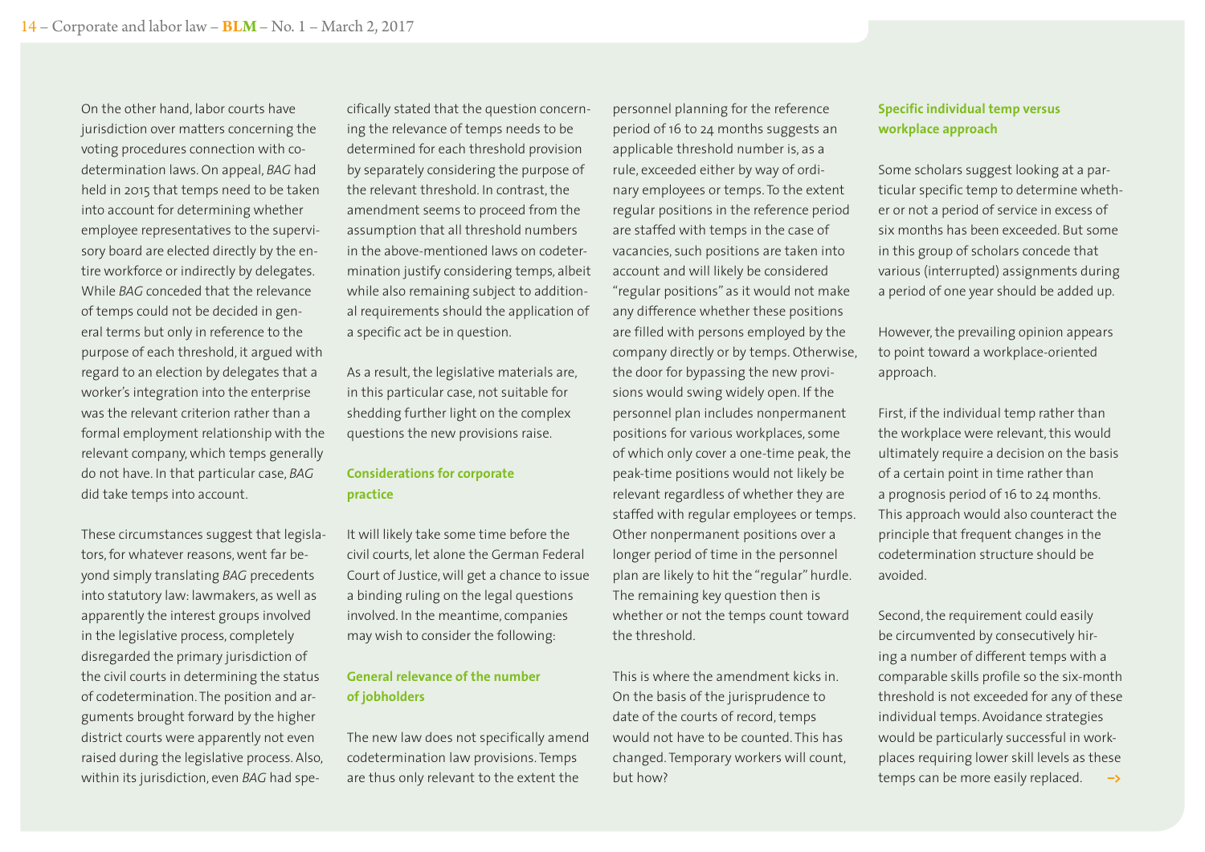On the other hand, labor courts have jurisdiction over matters concerning the voting procedures connection with co-determination laws. On appeal, *BAG* had held in 2015 that temps need to be taken into account for determining whether employee representatives to the supervisory board are elected directly by the entire workforce or indirectly by delegates. While *BAG* conceded that the relevance of temps could not be decided in general terms but only in reference to the purpose of each threshold, it argued with regard to an election by delegates that a worker's integration into the enterprise was the relevant criterion rather than a formal employment relationship with the relevant company, which temps generally do not have. In that particular case, *BAG* did take temps into account.

These circumstances suggest that legislators, for whatever reasons, went far beyond simply translating *BAG* precedents into statutory law: lawmakers, as well as apparently the interest groups involved in the legislative process, completely disregarded the primary jurisdiction of the civil courts in determining the status of codetermination. The position and arguments brought forward by the higher district courts were apparently not even raised during the legislative process. Also, within its jurisdiction, even *BAG* had specifically stated that the question concerning the relevance of temps needs to be determined for each threshold provision by separately considering the purpose of the relevant threshold. In contrast, the amendment seems to proceed from the assumption that all threshold numbers in the above-mentioned laws on codetermination justify considering temps, albeit while also remaining subject to additional requirements should the application of a specific act be in question.

As a result, the legislative materials are, in this particular case, not suitable for shedding further light on the complex questions the new provisions raise.

## Considerations for corporate practice

It will likely take some time before the civil courts, let alone the German Federal Court of Justice, will get a chance to issue a binding ruling on the legal questions involved. In the meantime, companies may wish to consider the following:

### General relevance of the number of jobholders

The new law does not specifically amend codetermination law provisions. Temps are thus only relevant to the extent the personnel planning for the reference period of 16 to 24 months suggests an applicable threshold number is, as a rule, exceeded either by way of ordinary employees or temps. To the extent regular positions in the reference period are staffed with temps in the case of vacancies, such positions are taken into account and will likely be considered "regular positions" as it would not make any difference whether these positions are filled with persons employed by the company directly or by temps. Otherwise, the door for bypassing the new provisions would swing widely open. If the personnel plan includes nonpermanent positions for various workplaces, some of which only cover a one-time peak, the peak-time positions would not likely be relevant regardless of whether they are staffed with regular employees or temps. Other nonpermanent positions over a longer period of time in the personnel plan are likely to hit the "regular" hurdle. The remaining key question then is whether or not the temps count toward the threshold.

This is where the amendment kicks in. On the basis of the jurisprudence to date of the courts of record, temps would not have to be counted. This has changed. Temporary workers will count, but how?

### Specific individual temp versus workplace approach

Some scholars suggest looking at a particular specific temp to determine whether or not a period of service in excess of six months has been exceeded. But some in this group of scholars concede that various (interrupted) assignments during a period of one year should be added up.

However, the prevailing opinion appears to point toward a workplace-oriented approach.

First, if the individual temp rather than the workplace were relevant, this would ultimately require a decision on the basis of a certain point in time rather than a prognosis period of 16 to 24 months. This approach would also counteract the principle that frequent changes in the codetermination structure should be avoided.

Second, the requirement could easily be circumvented by consecutively hiring a number of different temps with a comparable skills profile so the six-month threshold is not exceeded for any of these individual temps. Avoidance strategies would be particularly successful in workplaces requiring lower skill levels as these temps can be more easily replaced. →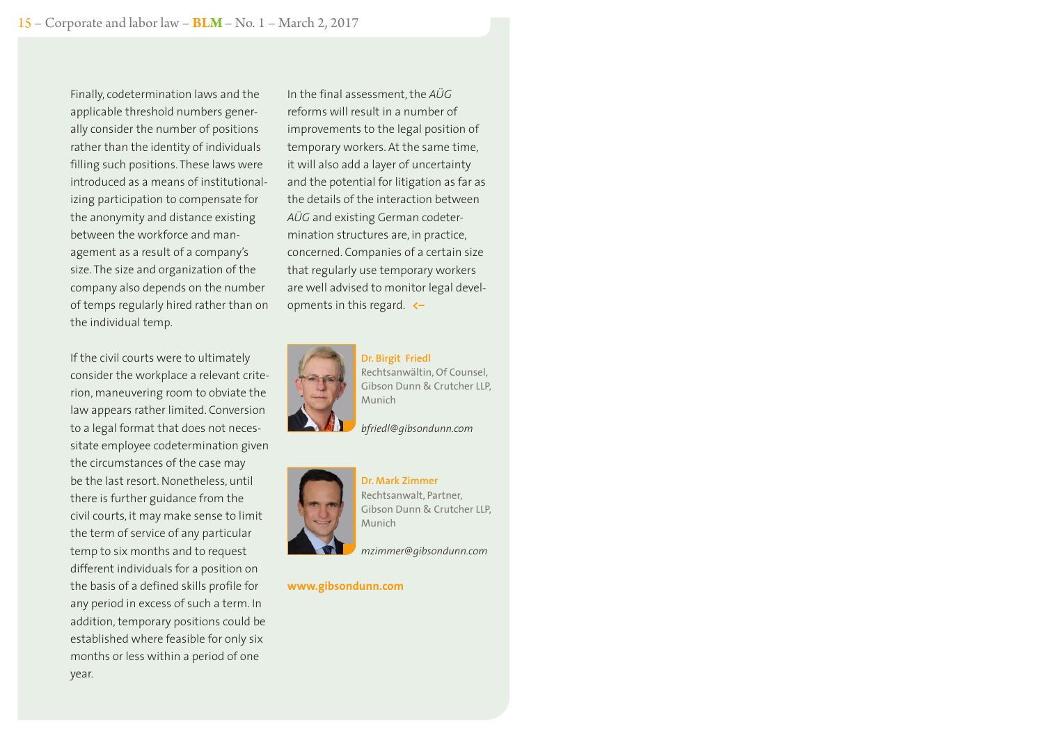Finally, codetermination laws and the applicable threshold numbers generally consider the number of positions rather than the identity of individuals filling such positions. These laws were introduced as a means of institutionalizing participation to compensate for the anonymity and distance existing between the workforce and management as a result of a company's size. The size and organization of the company also depends on the number of temps regularly hired rather than on the individual temp.

If the civil courts were to ultimately consider the workplace a relevant criterion, maneuvering room to obviate the law appears rather limited. Conversion to a legal format that does not necessitate employee codetermination given the circumstances of the case may be the last resort. Nonetheless, until there is further guidance from the civil courts, it may make sense to limit the term of service of any particular temp to six months and to request different individuals for a position on the basis of a defined skills profile for any period in excess of such a term. In addition, temporary positions could be established where feasible for only six months or less within a period of one year.

In the final assessment, the *AÜG* reforms will result in a number of improvements to the legal position of temporary workers. At the same time, it will also add a layer of uncertainty and the potential for litigation as far as the details of the interaction between *AÜG* and existing German codetermination structures are, in practice, concerned. Companies of a certain size that regularly use temporary workers are well advised to monitor legal developments in this regard. <–

**Dr. Birgit Friedl**
Rechtsanwältin, Of Counsel,
Gibson Dunn & Crutcher LLP,
Munich

*bfriedl@gibsondunn.com*

**Dr. Mark Zimmer**
Rechtsanwalt, Partner,
Gibson Dunn & Crutcher LLP,
Munich

*mzimmer@gibsondunn.com*

**www.gibsondunn.com**